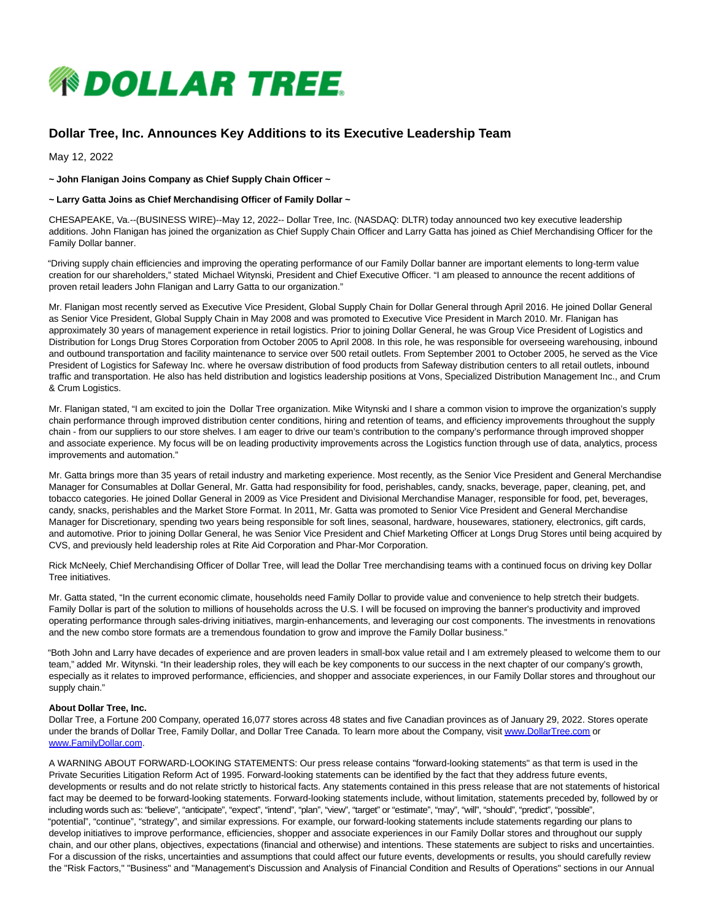# Dollar Tree, Inc. Announces Key Additions to its Executive Leadership Team

May 12, 2022

**~ John Flanigan Joins Company as Chief Supply Chain Officer ~**

**~ Larry Gatta Joins as Chief Merchandising Officer of Family Dollar ~**

CHESAPEAKE, Va.--(BUSINESS WIRE)--May 12, 2022-- Dollar Tree, Inc. (NASDAQ: DLTR) today announced two key executive leadership additions. John Flanigan has joined the organization as Chief Supply Chain Officer and Larry Gatta has joined as Chief Merchandising Officer for the Family Dollar banner.

"Driving supply chain efficiencies and improving the operating performance of our Family Dollar banner are important elements to long-term value creation for our shareholders," stated Michael Witynski, President and Chief Executive Officer. "I am pleased to announce the recent additions of proven retail leaders John Flanigan and Larry Gatta to our organization."

Mr. Flanigan most recently served as Executive Vice President, Global Supply Chain for Dollar General through April 2016. He joined Dollar General as Senior Vice President, Global Supply Chain in May 2008 and was promoted to Executive Vice President in March 2010. Mr. Flanigan has approximately 30 years of management experience in retail logistics. Prior to joining Dollar General, he was Group Vice President of Logistics and Distribution for Longs Drug Stores Corporation from October 2005 to April 2008. In this role, he was responsible for overseeing warehousing, inbound and outbound transportation and facility maintenance to service over 500 retail outlets. From September 2001 to October 2005, he served as the Vice President of Logistics for Safeway Inc. where he oversaw distribution of food products from Safeway distribution centers to all retail outlets, inbound traffic and transportation. He also has held distribution and logistics leadership positions at Vons, Specialized Distribution Management Inc., and Crum & Crum Logistics.

Mr. Flanigan stated, "I am excited to join the Dollar Tree organization. Mike Witynski and I share a common vision to improve the organization's supply chain performance through improved distribution center conditions, hiring and retention of teams, and efficiency improvements throughout the supply chain - from our suppliers to our store shelves. I am eager to drive our team's contribution to the company's performance through improved shopper and associate experience. My focus will be on leading productivity improvements across the Logistics function through use of data, analytics, process improvements and automation."

Mr. Gatta brings more than 35 years of retail industry and marketing experience. Most recently, as the Senior Vice President and General Merchandise Manager for Consumables at Dollar General, Mr. Gatta had responsibility for food, perishables, candy, snacks, beverage, paper, cleaning, pet, and tobacco categories. He joined Dollar General in 2009 as Vice President and Divisional Merchandise Manager, responsible for food, pet, beverages, candy, snacks, perishables and the Market Store Format. In 2011, Mr. Gatta was promoted to Senior Vice President and General Merchandise Manager for Discretionary, spending two years being responsible for soft lines, seasonal, hardware, housewares, stationery, electronics, gift cards, and automotive. Prior to joining Dollar General, he was Senior Vice President and Chief Marketing Officer at Longs Drug Stores until being acquired by CVS, and previously held leadership roles at Rite Aid Corporation and Phar-Mor Corporation.

Rick McNeely, Chief Merchandising Officer of Dollar Tree, will lead the Dollar Tree merchandising teams with a continued focus on driving key Dollar Tree initiatives.

Mr. Gatta stated, "In the current economic climate, households need Family Dollar to provide value and convenience to help stretch their budgets. Family Dollar is part of the solution to millions of households across the U.S. I will be focused on improving the banner's productivity and improved operating performance through sales-driving initiatives, margin-enhancements, and leveraging our cost components. The investments in renovations and the new combo store formats are a tremendous foundation to grow and improve the Family Dollar business."

"Both John and Larry have decades of experience and are proven leaders in small-box value retail and I am extremely pleased to welcome them to our team," added Mr. Witynski. "In their leadership roles, they will each be key components to our success in the next chapter of our company's growth, especially as it relates to improved performance, efficiencies, and shopper and associate experiences, in our Family Dollar stores and throughout our supply chain."

**About Dollar Tree, Inc.**
Dollar Tree, a Fortune 200 Company, operated 16,077 stores across 48 states and five Canadian provinces as of January 29, 2022. Stores operate under the brands of Dollar Tree, Family Dollar, and Dollar Tree Canada. To learn more about the Company, visit www.DollarTree.com or www.FamilyDollar.com.

A WARNING ABOUT FORWARD-LOOKING STATEMENTS: Our press release contains "forward-looking statements" as that term is used in the Private Securities Litigation Reform Act of 1995. Forward-looking statements can be identified by the fact that they address future events, developments or results and do not relate strictly to historical facts. Any statements contained in this press release that are not statements of historical fact may be deemed to be forward-looking statements. Forward-looking statements include, without limitation, statements preceded by, followed by or including words such as: "believe", "anticipate", "expect", "intend", "plan", "view", "target" or "estimate", "may", "will", "should", "predict", "possible", "potential", "continue", "strategy", and similar expressions. For example, our forward-looking statements include statements regarding our plans to develop initiatives to improve performance, efficiencies, shopper and associate experiences in our Family Dollar stores and throughout our supply chain, and our other plans, objectives, expectations (financial and otherwise) and intentions. These statements are subject to risks and uncertainties. For a discussion of the risks, uncertainties and assumptions that could affect our future events, developments or results, you should carefully review the "Risk Factors," "Business" and "Management's Discussion and Analysis of Financial Condition and Results of Operations" sections in our Annual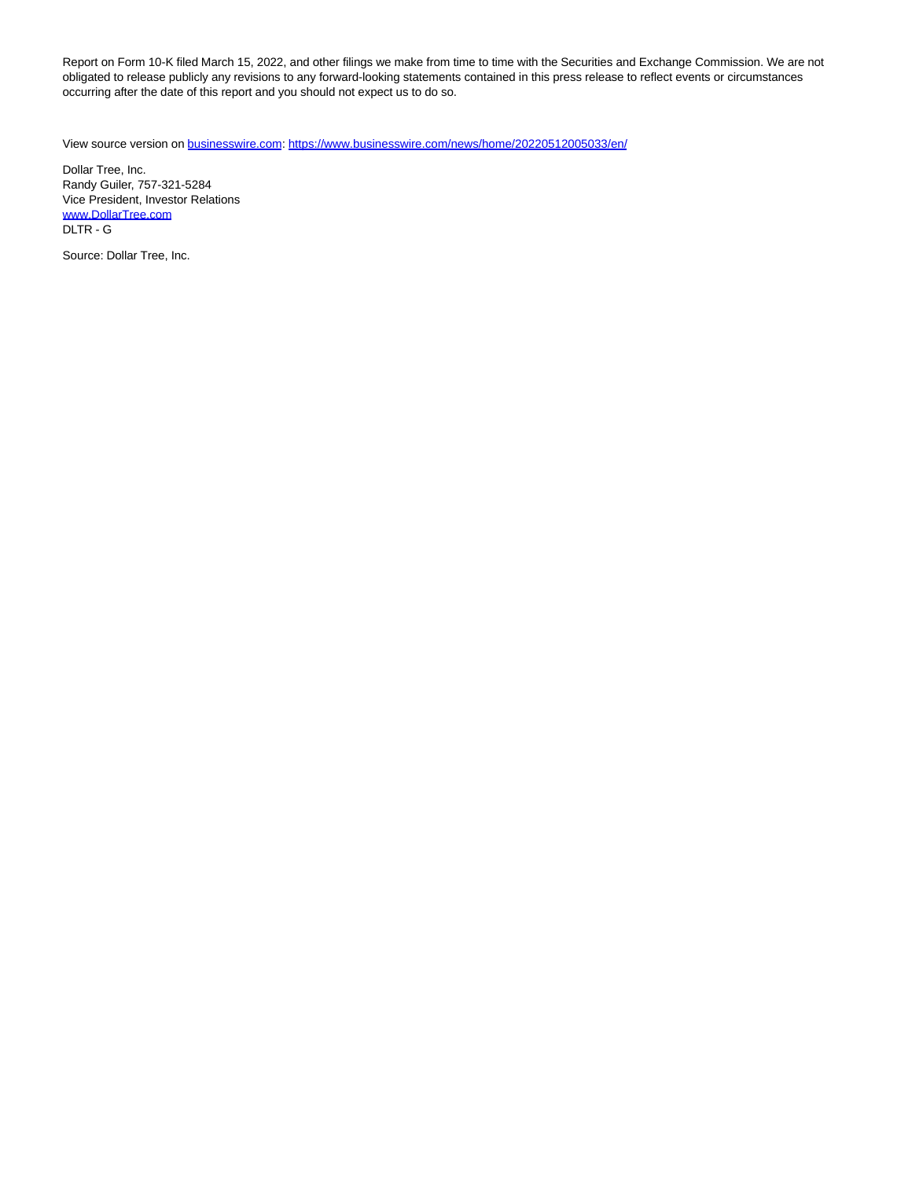Report on Form 10-K filed March 15, 2022, and other filings we make from time to time with the Securities and Exchange Commission. We are not obligated to release publicly any revisions to any forward-looking statements contained in this press release to reflect events or circumstances occurring after the date of this report and you should not expect us to do so.

View source version on businesswire.com: https://www.businesswire.com/news/home/20220512005033/en/

Dollar Tree, Inc.
Randy Guiler, 757-321-5284
Vice President, Investor Relations
www.DollarTree.com
DLTR - G

Source: Dollar Tree, Inc.